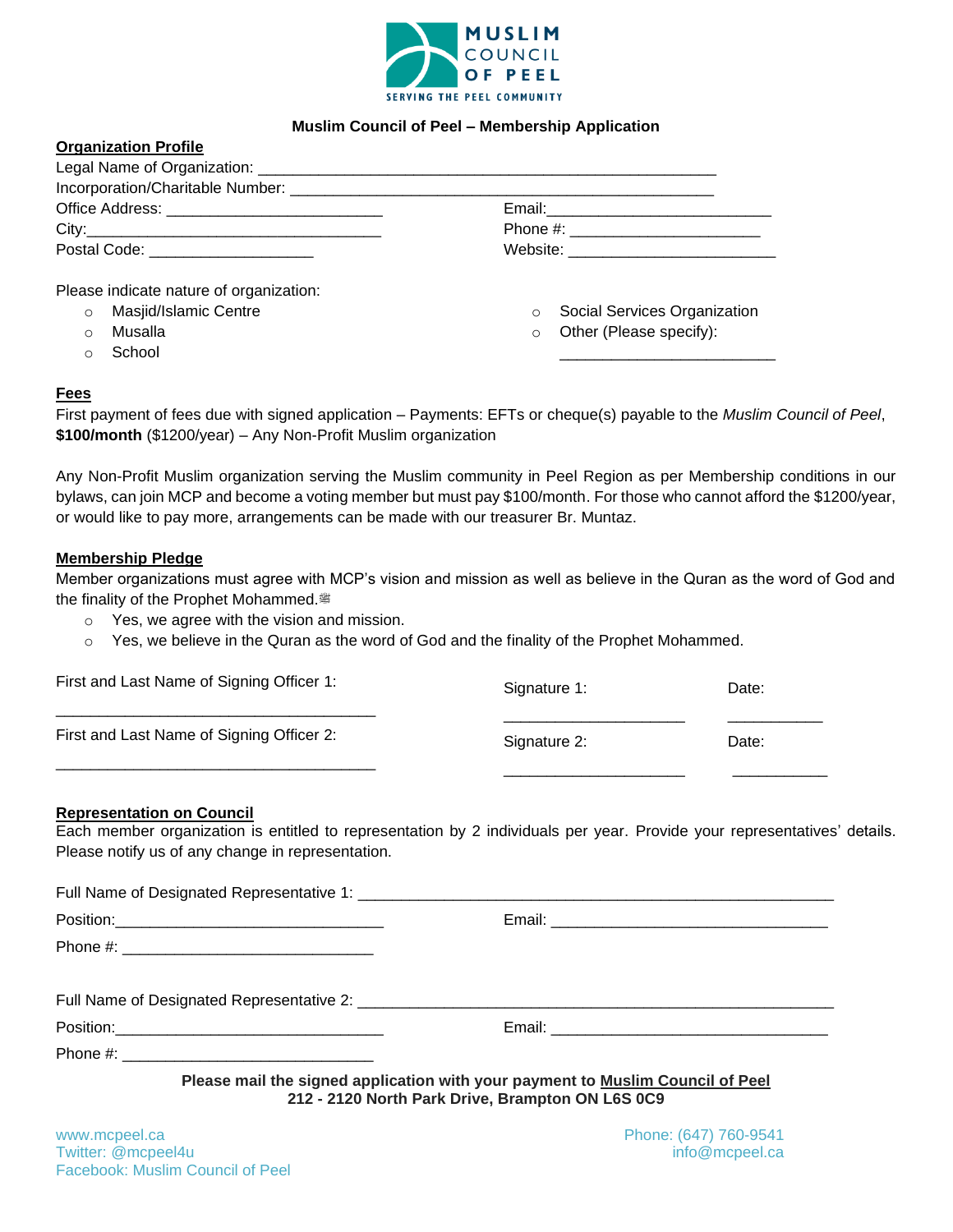**MUSLIM COUNCIL OF PEEL**
SERVING THE PEEL COMMUNITY

## Muslim Council of Peel – Membership Application

### Organization Profile

Legal Name of Organization: ______________________________________________________

Incorporation/Charitable Number: _________________________________________________

Office Address: _________________________ Email: __________________________

City: __________________________________ Phone #: ______________________

Postal Code: ___________________ Website: ________________________

Please indicate nature of organization:

- Masjid/Islamic Centre
- Musalla
- School
- Social Services Organization
- Other (Please specify): ________________________

### Fees

First payment of fees due with signed application – Payments: EFTs or cheque(s) payable to the *Muslim Council of Peel*, **$100/month** ($1200/year) – Any Non-Profit Muslim organization

Any Non-Profit Muslim organization serving the Muslim community in Peel Region as per Membership conditions in our bylaws, can join MCP and become a voting member but must pay $100/month. For those who cannot afford the $1200/year, or would like to pay more, arrangements can be made with our treasurer Br. Muntaz.

### Membership Pledge

Member organizations must agree with MCP's vision and mission as well as believe in the Quran as the word of God and the finality of the Prophet Mohammed.ﷺ

- Yes, we agree with the vision and mission.
- Yes, we believe in the Quran as the word of God and the finality of the Prophet Mohammed.

First and Last Name of Signing Officer 1: _____________________________ Signature 1: ____________________ Date: __________

First and Last Name of Signing Officer 2: _____________________________ Signature 2: ____________________ Date: __________

### Representation on Council

Each member organization is entitled to representation by 2 individuals per year. Provide your representatives' details. Please notify us of any change in representation.

Full Name of Designated Representative 1: _______________________________________________________

Position: ______________________________ Email: ________________________________

Phone #: _____________________________

Full Name of Designated Representative 2: _______________________________________________________

Position: ______________________________ Email: ________________________________

Phone #: _____________________________

**Please mail the signed application with your payment to Muslim Council of Peel**
**212 - 2120 North Park Drive, Brampton ON L6S 0C9**

www.mcpeel.ca
Twitter: @mcpeel4u
Facebook: Muslim Council of Peel

Phone: (647) 760-9541
info@mcpeel.ca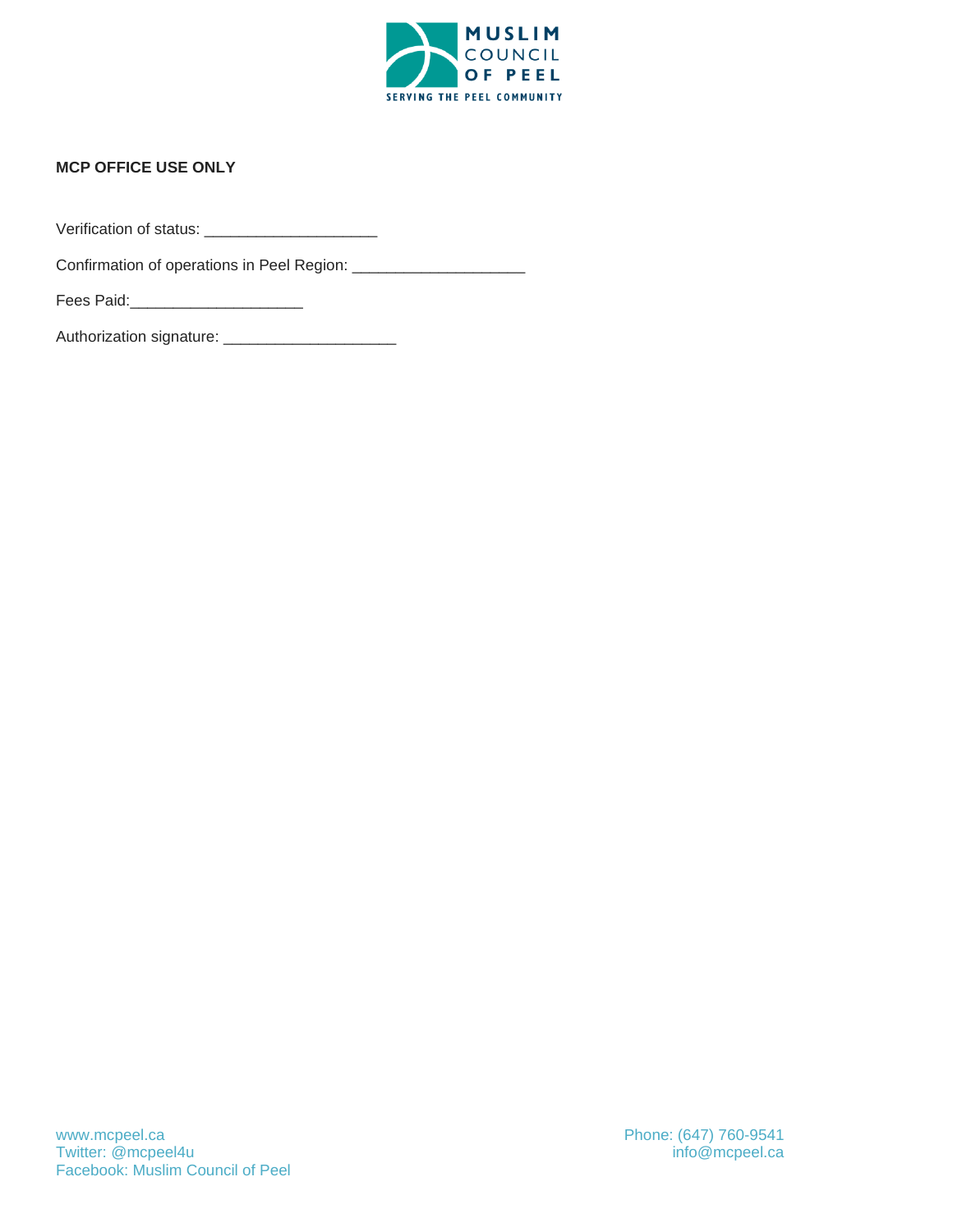**MCP OFFICE USE ONLY**

Verification of status: ____________________

Confirmation of operations in Peel Region: ____________________

Fees Paid:____________________

Authorization signature: ____________________